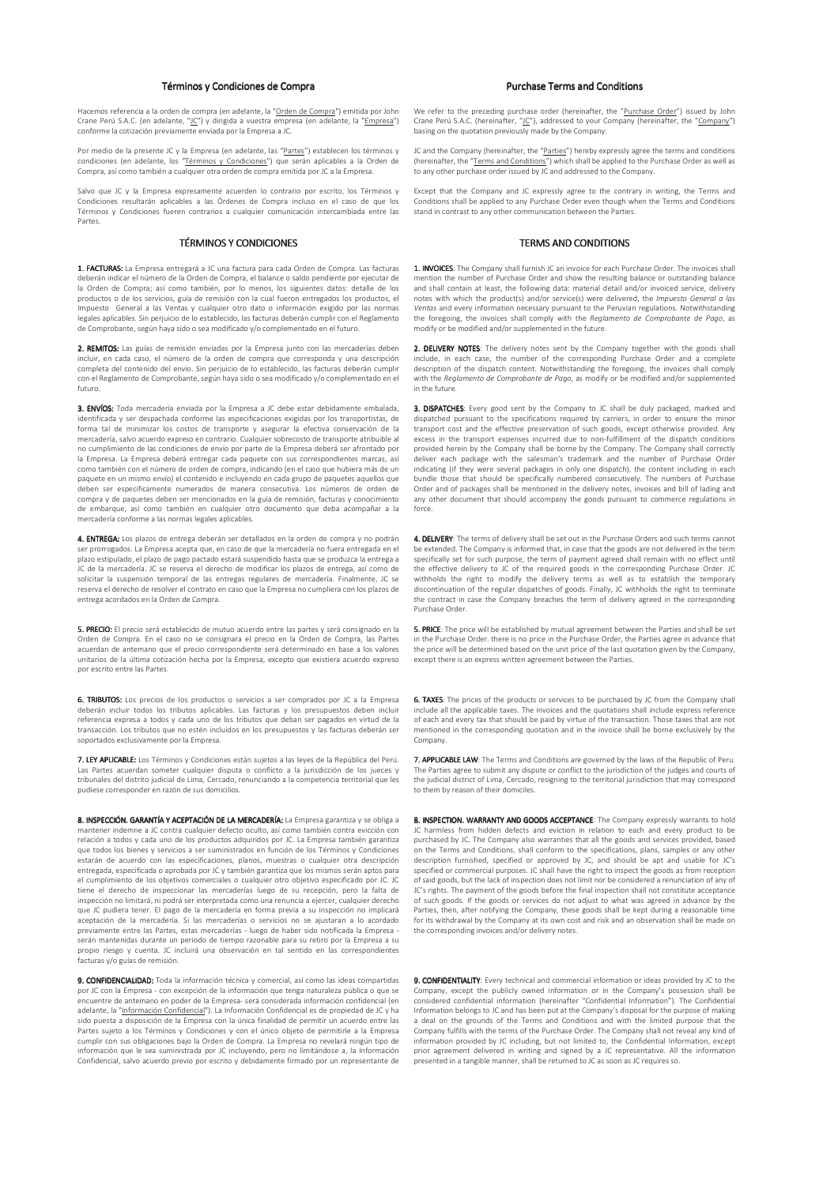## Términos y Condiciones de Compra

Hacemos referencia a la orden de compra (en adelante, la "Orden de Compra") emitida por John Crane Perú S.A.C. (en adelante, "JC") y dirigida a vuestra empresa (en adelante, la "Empresa") conforme la cotización previamente enviada por la Empresa a JC.

Por medio de la presente JC y la Empresa (en adelante, las "Partes") establecen los términos y condiciones (en adelante, los "Términos y Condiciones") que serán aplicables a la Orden de Compra, así como también a cualquier otra orden de compra emitida por JC a la Empresa.

Salvo que JC y la Empresa expresamente acuerden lo contrario por escrito, los Términos y Condiciones resultarán aplicables a las Órdenes de Compra incluso en el caso de que los Términos y Condiciones fueren contrarios a cualquier comunicación intercambiada entre las Partes.

### TÉRMINOS Y CONDICIONES

**1. FACTURAS:** La Empresa entregará a JC una factura para cada Orden de Compra. Las facturas deberán indicar el número de la Orden de Compra, el balance o saldo pendiente por ejecutar de la Orden de Compra; así como también, por lo menos, los siguientes datos: detalle de los productos o de los servicios, guía de remisión con la cual fueron entregados los productos, el Impuesto General a las Ventas y cualquier otro dato o información exigido por las normas legales aplicables. Sin perjuicio de lo establecido, las facturas deberán cumplir con el Reglamento de Comprobante, según haya sido o sea modificado y/o complementado en el futuro.

**2. REMITOS:** Las guías de remisión enviadas por la Empresa junto con las mercaderías deben incluir, en cada caso, el número de la orden de compra que corresponda y una descripción completa del contenido del envío. Sin perjuicio de lo establecido, las facturas deberán cumplir con el Reglamento de Comprobante, según haya sido o sea modificado y/o complementado en el futuro.

**3. ENVÍOS:** Toda mercadería enviada por la Empresa a JC debe estar debidamente embalada, identificada y ser despachada conforme las especificaciones exigidas por los transportistas, de forma tal de minimizar los costos de transporte y asegurar la efectiva conservación de la mercadería, salvo acuerdo expreso en contrario. Cualquier sobrecosto de transporte atribuible al no cumplimiento de las condiciones de envío por parte de la Empresa deberá ser afrontado por la Empresa. La Empresa deberá entregar cada paquete con sus correspondientes marcas, así como también con el número de orden de compra, indicando (en el caso que hubiera más de un paquete en un mismo envío) el contenido e incluyendo en cada grupo de paquetes aquellos que deben ser específicamente numerados de manera consecutiva. Los números de orden de compra y de paquetes deben ser mencionados en la guía de remisión, facturas y conocimiento de embarque, así como también en cualquier otro documento que deba acompañar a la mercadería conforme a las normas legales aplicables.

**4. ENTREGA:** Los plazos de entrega deberán ser detallados en la orden de compra y no podrán ser prorrogados. La Empresa acepta que, en caso de que la mercadería no fuera entregada en el plazo estipulado, el plazo de pago pactado estará suspendido hasta que se produzca la entrega a JC de la mercadería. JC se reserva el derecho de modificar los plazos de entrega, así como de solicitar la suspensión temporal de las entregas regulares de mercadería. Finalmente, JC se reserva el derecho de resolver el contrato en caso que la Empresa no cumpliera con los plazos de entrega acordados en la Orden de Compra.

**5. PRECIO:** El precio será establecido de mutuo acuerdo entre las partes y será consignado en la Orden de Compra. En el caso no se consignara el precio en la Orden de Compra, las Partes acuerdan de antemano que el precio correspondiente será determinado en base a los valores unitarios de la última cotización hecha por la Empresa, excepto que existiera acuerdo expreso por escrito entre las Partes.

**6. TRIBUTOS:** Los precios de los productos o servicios a ser comprados por JC a la Empresa deberán incluir todos los tributos aplicables. Las facturas y los presupuestos deben incluir referencia expresa a todos y cada uno de los tributos que deban ser pagados en virtud de la transacción. Los tributos que no estén incluidos en los presupuestos y las facturas deberán ser soportados exclusivamente por la Empresa.

**7. LEY APLICABLE:** Los Términos y Condiciones están sujetos a las leyes de la República del Perú. Las Partes acuerdan someter cualquier disputa o conflicto a la jurisdicción de los jueces y tribunales del distrito judicial de Lima, Cercado, renunciando a la competencia territorial que les pudiese corresponder en razón de sus domicilios.

**8. INSPECCIÓN. GARANTÍA Y ACEPTACIÓN DE LA MERCADERÍA:** La Empresa garantiza y se obliga a mantener indemne a JC contra cualquier defecto oculto, así como también contra evicción con relación a todos y cada uno de los productos adquiridos por JC. La Empresa también garantiza que todos los bienes y servicios a ser suministrados en función de los Términos y Condiciones estarán de acuerdo con las especificaciones, planos, muestras o cualquier otra descripción entregada, especificada o aprobada por JC y también garantiza que los mismos serán aptos para el cumplimiento de los objetivos comerciales o cualquier otro objetivo especificado por JC. JC tiene el derecho de inspeccionar las mercaderías luego de su recepción, pero la falta de inspección no limitará, ni podrá ser interpretada como una renuncia a ejercer, cualquier derecho que JC pudiera tener. El pago de la mercadería en forma previa a su inspección no implicará aceptación de la mercadería. Si las mercaderías o servicios no se ajustaran a lo acordado previamente entre las Partes, estas mercaderías - luego de haber sido notificada la Empresa - serán mantenidas durante un periodo de tiempo razonable para su retiro por la Empresa a su propio riesgo y cuenta. JC incluirá una observación en tal sentido en las correspondientes facturas y/o guías de remisión.

**9. CONFIDENCIALIDAD:** Toda la información técnica y comercial, así como las ideas compartidas por JC con la Empresa - con excepción de la información que tenga naturaleza pública o que se encuentre de antemano en poder de la Empresa- será considerada información confidencial (en adelante, la "Información Confidencial"). La Información Confidencial es de propiedad de JC y ha sido puesta a disposición de la Empresa con la única finalidad de permitir un acuerdo entre las Partes sujeto a los Términos y Condiciones y con el único objeto de permitirle a la Empresa cumplir con sus obligaciones bajo la Orden de Compra. La Empresa no revelará ningún tipo de información que le sea suministrada por JC incluyendo, pero no limitándose a, la Información Confidencial, salvo acuerdo previo por escrito y debidamente firmado por un representante de

## Purchase Terms and Conditions

We refer to the preceding purchase order (hereinafter, the "Purchase Order") issued by John Crane Perú S.A.C. (hereinafter, "JC"), addressed to your Company (hereinafter, the "Company") basing on the quotation previously made by the Company.

JC and the Company (hereinafter, the "Parties") hereby expressly agree the terms and conditions (hereinafter, the "Terms and Conditions") which shall be applied to the Purchase Order as well as to any other purchase order issued by JC and addressed to the Company.

Except that the Company and JC expressly agree to the contrary in writing, the Terms and Conditions shall be applied to any Purchase Order even though when the Terms and Conditions stand in contrast to any other communication between the Parties.

### TERMS AND CONDITIONS

**1. INVOICES**: The Company shall furnish JC an invoice for each Purchase Order. The invoices shall mention the number of Purchase Order and show the resulting balance or outstanding balance and shall contain at least, the following data: material detail and/or invoiced service, delivery notes with which the product(s) and/or service(s) were delivered, the *Impuesto General a las Ventas* and every information necessary pursuant to the Peruvian regulations. Notwithstanding the foregoing, the invoices shall comply with the *Reglamento de Comprobante de Pago*, as modify or be modified and/or supplemented in the future.

**2. DELIVERY NOTES**: The delivery notes sent by the Company together with the goods shall include, in each case, the number of the corresponding Purchase Order and a complete description of the dispatch content. Notwithstanding the foregoing, the invoices shall comply with the *Reglamento de Comprobante de Pago*, as modify or be modified and/or supplemented in the future.

**3. DISPATCHES**: Every good sent by the Company to JC shall be duly packaged, marked and dispatched pursuant to the specifications required by carriers, in order to ensure the minor transport cost and the effective preservation of such goods, except otherwise provided. Any excess in the transport expenses incurred due to non-fulfillment of the dispatch conditions provided herein by the Company shall be borne by the Company. The Company shall correctly deliver each package with the salesman's trademark and the number of Purchase Order indicating (if they were several packages in only one dispatch), the content including in each bundle those that should be specifically numbered consecutively. The numbers of Purchase Order and of packages shall be mentioned in the delivery notes, invoices and bill of lading and any other document that should accompany the goods pursuant to commerce regulations in force.

**4. DELIVERY**: The terms of delivery shall be set out in the Purchase Orders and such terms cannot be extended. The Company is informed that, in case that the goods are not delivered in the term specifically set for such purpose, the term of payment agreed shall remain with no effect until the effective delivery to JC of the required goods in the corresponding Purchase Order. JC withholds the right to modify the delivery terms as well as to establish the temporary discontinuation of the regular dispatches of goods. Finally, JC withholds the right to terminate the contract in case the Company breaches the term of delivery agreed in the corresponding Purchase Order.

**5. PRICE**: The price will be established by mutual agreement between the Parties and shall be set in the Purchase Order. there is no price in the Purchase Order, the Parties agree in advance that the price will be determined based on the unit price of the last quotation given by the Company, except there is an express written agreement between the Parties.

**6. TAXES**: The prices of the products or services to be purchased by JC from the Company shall include all the applicable taxes. The invoices and the quotations shall include express reference of each and every tax that should be paid by virtue of the transaction. Those taxes that are not mentioned in the corresponding quotation and in the invoice shall be borne exclusively by the Company.

**7. APPLICABLE LAW**: The Terms and Conditions are governed by the laws of the Republic of Peru. The Parties agree to submit any dispute or conflict to the jurisdiction of the judges and courts of the judicial district of Lima, Cercado, resigning to the territorial jurisdiction that may correspond to them by reason of their domiciles.

**8. INSPECTION. WARRANTY AND GOODS ACCEPTANCE**: The Company expressly warrants to hold JC harmless from hidden defects and eviction in relation to each and every product to be purchased by JC. The Company also warranties that all the goods and services provided, based on the Terms and Conditions, shall conform to the specifications, plans, samples or any other description furnished, specified or approved by JC, and should be apt and usable for JC's specified or commercial purposes. JC shall have the right to inspect the goods as from reception of said goods, but the lack of inspection does not limit nor be considered a renunciation of any of JC's rights. The payment of the goods before the final inspection shall not constitute acceptance of such goods. If the goods or services do not adjust to what was agreed in advance by the Parties, then, after notifying the Company, these goods shall be kept during a reasonable time for its withdrawal by the Company at its own cost and risk and an observation shall be made on the corresponding invoices and/or delivery notes.

**9. CONFIDENTIALITY**: Every technical and commercial information or ideas provided by JC to the Company, except the publicly owned information or in the Company's possession shall be considered confidential information (hereinafter "Confidential Information"). The Confidential Information belongs to JC and has been put at the Company's disposal for the purpose of making a deal on the grounds of the Terms and Conditions and with the limited purpose that the Company fulfills with the terms of the Purchase Order. The Company shall not reveal any kind of information provided by JC including, but not limited to, the Confidential Information, except prior agreement delivered in writing and signed by a JC representative. All the information presented in a tangible manner, shall be returned to JC as soon as JC requires so.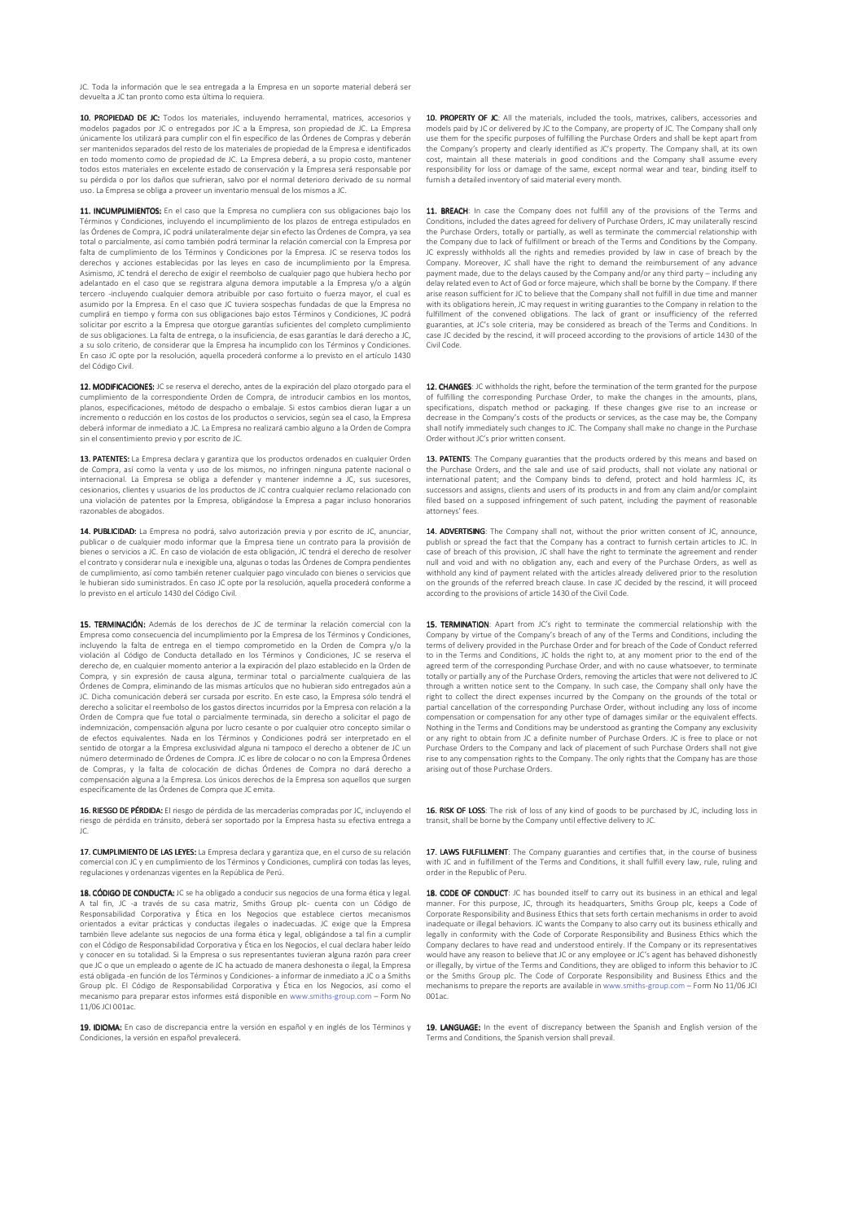JC. Toda la información que le sea entregada a la Empresa en un soporte material deberá ser devuelta a JC tan pronto como esta última lo requiera.

**10. PROPIEDAD DE JC:** Todos los materiales, incluyendo herramental, matrices, accesorios y modelos pagados por JC o entregados por JC a la Empresa, son propiedad de JC. La Empresa únicamente los utilizará para cumplir con el fin específico de las Órdenes de Compras y deberán ser mantenidos separados del resto de los materiales de propiedad de la Empresa e identificados en todo momento como de propiedad de JC. La Empresa deberá, a su propio costo, mantener todos estos materiales en excelente estado de conservación y la Empresa será responsable por su pérdida o por los daños que sufrieran, salvo por el normal deterioro derivado de su normal uso. La Empresa se obliga a proveer un inventario mensual de los mismos a JC.

**11. INCUMPLIMIENTOS:** En el caso que la Empresa no cumpliera con sus obligaciones bajo los Términos y Condiciones, incluyendo el incumplimiento de los plazos de entrega estipulados en las Órdenes de Compra, JC podrá unilateralmente dejar sin efecto las Órdenes de Compra, ya sea total o parcialmente, así como también podrá terminar la relación comercial con la Empresa por falta de cumplimiento de los Términos y Condiciones por la Empresa. JC se reserva todos los derechos y acciones establecidas por las leyes en caso de incumplimiento por la Empresa. Asimismo, JC tendrá el derecho de exigir el reembolso de cualquier pago que hubiera hecho por adelantado en el caso que se registrara alguna demora imputable a la Empresa y/o a algún tercero -incluyendo cualquier demora atribuible por caso fortuito o fuerza mayor, el cual es asumido por la Empresa. En el caso que JC tuviera sospechas fundadas de que la Empresa no cumplirá en tiempo y forma con sus obligaciones bajo estos Términos y Condiciones, JC podrá solicitar por escrito a la Empresa que otorgue garantías suficientes del completo cumplimiento de sus obligaciones. La falta de entrega, o la insuficiencia, de esas garantías le dará derecho a JC, a su solo criterio, de considerar que la Empresa ha incumplido con los Términos y Condiciones. En caso JC opte por la resolución, aquella procederá conforme a lo previsto en el artículo 1430 del Código Civil.

**12. MODIFICACIONES:** JC se reserva el derecho, antes de la expiración del plazo otorgado para el cumplimiento de la correspondiente Orden de Compra, de introducir cambios en los montos, planos, especificaciones, método de despacho o embalaje. Si estos cambios dieran lugar a un incremento o reducción en los costos de los productos o servicios, según sea el caso, la Empresa deberá informar de inmediato a JC. La Empresa no realizará cambio alguno a la Orden de Compra sin el consentimiento previo y por escrito de JC.

**13. PATENTES:** La Empresa declara y garantiza que los productos ordenados en cualquier Orden de Compra, así como la venta y uso de los mismos, no infringen ninguna patente nacional o internacional. La Empresa se obliga a defender y mantener indemne a JC, sus sucesores, cesionarios, clientes y usuarios de los productos de JC contra cualquier reclamo relacionado con una violación de patentes por la Empresa, obligándose la Empresa a pagar incluso honorarios razonables de abogados.

**14. PUBLICIDAD:** La Empresa no podrá, salvo autorización previa y por escrito de JC, anunciar, publicar o de cualquier modo informar que la Empresa tiene un contrato para la provisión de bienes o servicios a JC. En caso de violación de esta obligación, JC tendrá el derecho de resolver el contrato y considerar nula e inexigible una, algunas o todas las Órdenes de Compra pendientes de cumplimiento, así como también retener cualquier pago vinculado con bienes o servicios que le hubieran sido suministrados. En caso JC opte por la resolución, aquella procederá conforme a lo previsto en el artículo 1430 del Código Civil.

**15. TERMINACIÓN:** Además de los derechos de JC de terminar la relación comercial con la Empresa como consecuencia del incumplimiento por la Empresa de los Términos y Condiciones, incluyendo la falta de entrega en el tiempo comprometido en la Orden de Compra y/o la violación al Código de Conducta detallado en los Términos y Condiciones, JC se reserva el derecho de, en cualquier momento anterior a la expiración del plazo establecido en la Orden de Compra, y sin expresión de causa alguna, terminar total o parcialmente cualquiera de las Órdenes de Compra, eliminando de las mismas artículos que no hubieran sido entregados aún a JC. Dicha comunicación deberá ser cursada por escrito. En este caso, la Empresa sólo tendrá el derecho a solicitar el reembolso de los gastos directos incurridos por la Empresa con relación a la Orden de Compra que fue total o parcialmente terminada, sin derecho a solicitar el pago de indemnización, compensación alguna por lucro cesante o por cualquier otro concepto similar o de efectos equivalentes. Nada en los Términos y Condiciones podrá ser interpretado en el sentido de otorgar a la Empresa exclusividad alguna ni tampoco el derecho a obtener de JC un número determinado de Órdenes de Compra. JC es libre de colocar o no con la Empresa Órdenes de Compras, y la falta de colocación de dichas Órdenes de Compra no dará derecho a compensación alguna a la Empresa. Los únicos derechos de la Empresa son aquellos que surgen específicamente de las Órdenes de Compra que JC emita.

**16. RIESGO DE PÉRDIDA:** El riesgo de pérdida de las mercaderías compradas por JC, incluyendo el riesgo de pérdida en tránsito, deberá ser soportado por la Empresa hasta su efectiva entrega a JC.

**17. CUMPLIMIENTO DE LAS LEYES:** La Empresa declara y garantiza que, en el curso de su relación comercial con JC y en cumplimiento de los Términos y Condiciones, cumplirá con todas las leyes, regulaciones y ordenanzas vigentes en la República de Perú.

**18. CÓDIGO DE CONDUCTA:** JC se ha obligado a conducir sus negocios de una forma ética y legal. A tal fin, JC -a través de su casa matriz, Smiths Group plc- cuenta con un Código de Responsabilidad Corporativa y Ética en los Negocios que establece ciertos mecanismos orientados a evitar prácticas y conductas ilegales o inadecuadas. JC exige que la Empresa también lleve adelante sus negocios de una forma ética y legal, obligándose a tal fin a cumplir con el Código de Responsabilidad Corporativa y Ética en los Negocios, el cual declara haber leído y conocer en su totalidad. Si la Empresa o sus representantes tuvieran alguna razón para creer que JC o que un empleado o agente de JC ha actuado de manera deshonesta o ilegal, la Empresa está obligada -en función de los Términos y Condiciones- a informar de inmediato a JC o a Smiths Group plc. El Código de Responsabilidad Corporativa y Ética en los Negocios, así como el mecanismo para preparar estos informes está disponible en www.smiths-group.com – Form No 11/06 JCI 001ac.

**19. IDIOMA:** En caso de discrepancia entre la versión en español y en inglés de los Términos y Condiciones, la versión en español prevalecerá.

**10. PROPERTY OF JC**: All the materials, included the tools, matrixes, calibers, accessories and models paid by JC or delivered by JC to the Company, are property of JC. The Company shall only use them for the specific purposes of fulfilling the Purchase Orders and shall be kept apart from the Company's property and clearly identified as JC's property. The Company shall, at its own cost, maintain all these materials in good conditions and the Company shall assume every responsibility for loss or damage of the same, except normal wear and tear, binding itself to furnish a detailed inventory of said material every month.

**11. BREACH**: In case the Company does not fulfill any of the provisions of the Terms and Conditions, included the dates agreed for delivery of Purchase Orders, JC may unilaterally rescind the Purchase Orders, totally or partially, as well as terminate the commercial relationship with the Company due to lack of fulfillment or breach of the Terms and Conditions by the Company. JC expressly withholds all the rights and remedies provided by law in case of breach by the Company. Moreover, JC shall have the right to demand the reimbursement of any advance payment made, due to the delays caused by the Company and/or any third party – including any delay related even to Act of God or force majeure, which shall be borne by the Company. If there arise reason sufficient for JC to believe that the Company shall not fulfill in due time and manner with its obligations herein, JC may request in writing guaranties to the Company in relation to the fulfillment of the convened obligations. The lack of grant or insufficiency of the referred guaranties, at JC's sole criteria, may be considered as breach of the Terms and Conditions. In case JC decided by the rescind, it will proceed according to the provisions of article 1430 of the Civil Code.

**12. CHANGES**: JC withholds the right, before the termination of the term granted for the purpose of fulfilling the corresponding Purchase Order, to make the changes in the amounts, plans, specifications, dispatch method or packaging. If these changes give rise to an increase or decrease in the Company's costs of the products or services, as the case may be, the Company shall notify immediately such changes to JC. The Company shall make no change in the Purchase Order without JC's prior written consent.

**13. PATENTS**: The Company guaranties that the products ordered by this means and based on the Purchase Orders, and the sale and use of said products, shall not violate any national or international patent; and the Company binds to defend, protect and hold harmless JC, its successors and assigns, clients and users of its products in and from any claim and/or complaint filed based on a supposed infringement of such patent, including the payment of reasonable attorneys' fees.

**14. ADVERTISING**: The Company shall not, without the prior written consent of JC, announce, publish or spread the fact that the Company has a contract to furnish certain articles to JC. In case of breach of this provision, JC shall have the right to terminate the agreement and render null and void and with no obligation any, each and every of the Purchase Orders, as well as withhold any kind of payment related with the articles already delivered prior to the resolution on the grounds of the referred breach clause. In case JC decided by the rescind, it will proceed according to the provisions of article 1430 of the Civil Code.

**15. TERMINATION**: Apart from JC's right to terminate the commercial relationship with the Company by virtue of the Company's breach of any of the Terms and Conditions, including the terms of delivery provided in the Purchase Order and for breach of the Code of Conduct referred to in the Terms and Conditions, JC holds the right to, at any moment prior to the end of the agreed term of the corresponding Purchase Order, and with no cause whatsoever, to terminate totally or partially any of the Purchase Orders, removing the articles that were not delivered to JC through a written notice sent to the Company. In such case, the Company shall only have the right to collect the direct expenses incurred by the Company on the grounds of the total or partial cancellation of the corresponding Purchase Order, without including any loss of income compensation or compensation for any other type of damages similar or the equivalent effects. Nothing in the Terms and Conditions may be understood as granting the Company any exclusivity or any right to obtain from JC a definite number of Purchase Orders. JC is free to place or not Purchase Orders to the Company and lack of placement of such Purchase Orders shall not give rise to any compensation rights to the Company. The only rights that the Company has are those arising out of those Purchase Orders.

**16. RISK OF LOSS**: The risk of loss of any kind of goods to be purchased by JC, including loss in transit, shall be borne by the Company until effective delivery to JC.

**17. LAWS FULFILLMENT**: The Company guaranties and certifies that, in the course of business with JC and in fulfillment of the Terms and Conditions, it shall fulfill every law, rule, ruling and order in the Republic of Peru.

**18. CODE OF CONDUCT**: JC has bounded itself to carry out its business in an ethical and legal manner. For this purpose, JC, through its headquarters, Smiths Group plc, keeps a Code of Corporate Responsibility and Business Ethics that sets forth certain mechanisms in order to avoid inadequate or illegal behaviors. JC wants the Company to also carry out its business ethically and legally in conformity with the Code of Corporate Responsibility and Business Ethics which the Company declares to have read and understood entirely. If the Company or its representatives would have any reason to believe that JC or any employee or JC's agent has behaved dishonestly or illegally, by virtue of the Terms and Conditions, they are obliged to inform this behavior to JC or the Smiths Group plc. The Code of Corporate Responsibility and Business Ethics and the mechanisms to prepare the reports are available in www.smiths-group.com – Form No 11/06 JCI 001ac.

**19. LANGUAGE:** In the event of discrepancy between the Spanish and English version of the Terms and Conditions, the Spanish version shall prevail.